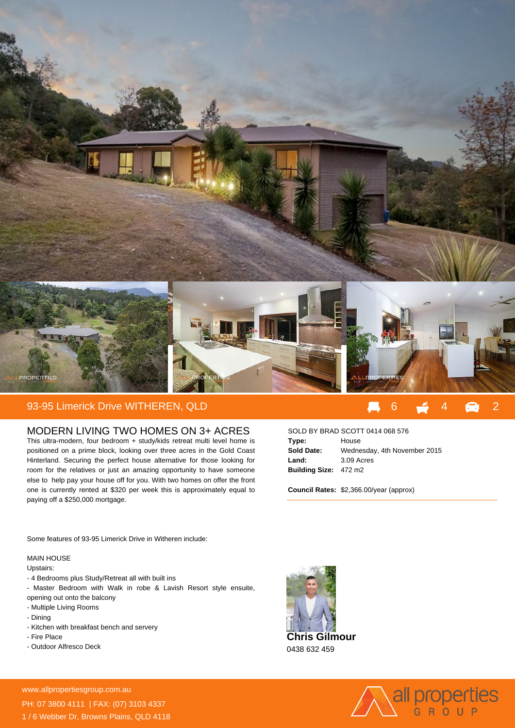# 93-95 Limerick Drive WITHEREN, QLD

6 4 2

## MODERN LIVING TWO HOMES ON 3+ ACRES

This ultra-modern, four bedroom + study/kids retreat multi level home is positioned on a prime block, looking over three acres in the Gold Coast Hinterland. Securing the perfect house alternative for those looking for room for the relatives or just an amazing opportunity to have someone else to help pay your house off for you. With two homes on offer the front one is currently rented at $320 per week this is approximately equal to paying off a $250,000 mortgage.

SOLD BY BRAD SCOTT 0414 068 576

| | |
|---|---|
| **Type:** | House |
| **Sold Date:** | Wednesday, 4th November 2015 |
| **Land:** | 3.09 Acres |
| **Building Size:** | 472 m2 |

**Council Rates:** $2,366.00/year (approx)

Some features of 93-95 Limerick Drive in Witheren include:

MAIN HOUSE

Upstairs:

- 4 Bedrooms plus Study/Retreat all with built ins
- Master Bedroom with Walk in robe & Lavish Resort style ensuite, opening out onto the balcony
- Multiple Living Rooms
- Dining
- Kitchen with breakfast bench and servery
- Fire Place
- Outdoor Alfresco Deck

**Chris Gilmour**
0438 632 459

www.allpropertiesgroup.com.au
PH: 07 3800 4111 | FAX: (07) 3103 4337
1 / 6 Webber Dr, Browns Plains, QLD 4118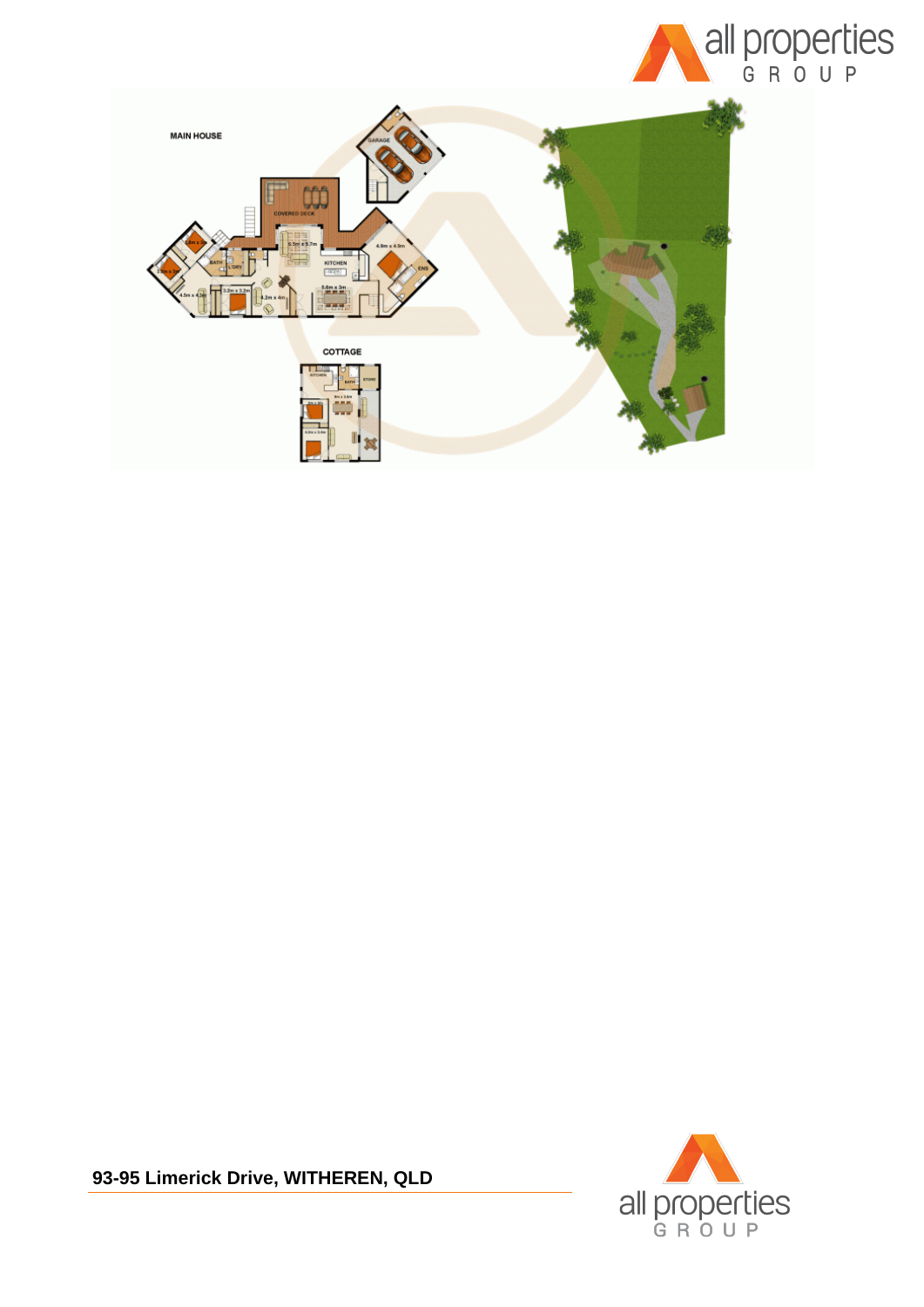MAIN HOUSE

GARAGE

COVERED DECK

6.5m x 5.7m

KITCHEN

4.9m x 4.9m

ENS

BATH

L'DRY

3.2m x 3.2m

4.2m x 4m

5.6m x 3m

4.5m x 4.2m

COTTAGE

KITCHEN

BATH

STORE

93-95 Limerick Drive, WITHEREN, QLD